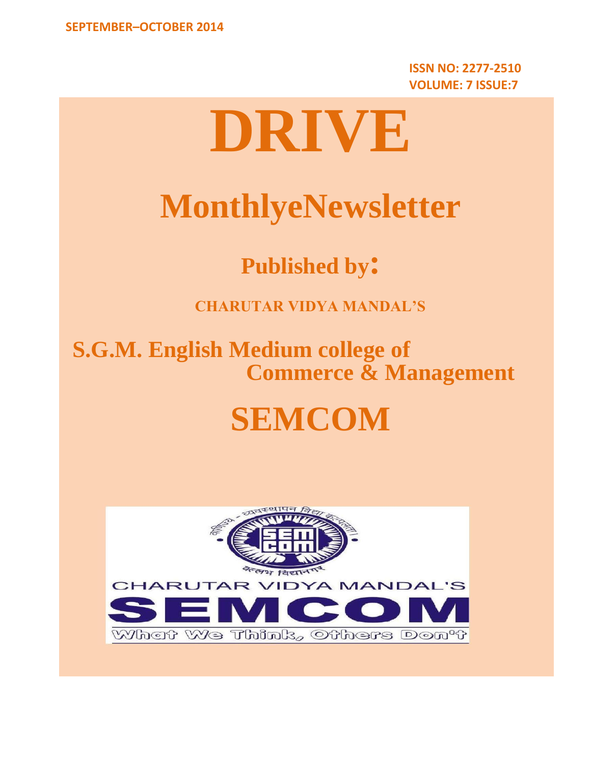SEPTEMBER–OCTOBER 2014

**ISSN NO: 2277-2510**
**VOLUME: 7 ISSUE:7**

# DRIVE

## MonthlyeNewsletter

### Published by:

**CHARUTAR VIDYA MANDAL'S**

## S.G.M. English Medium college of Commerce & Management

# SEMCOM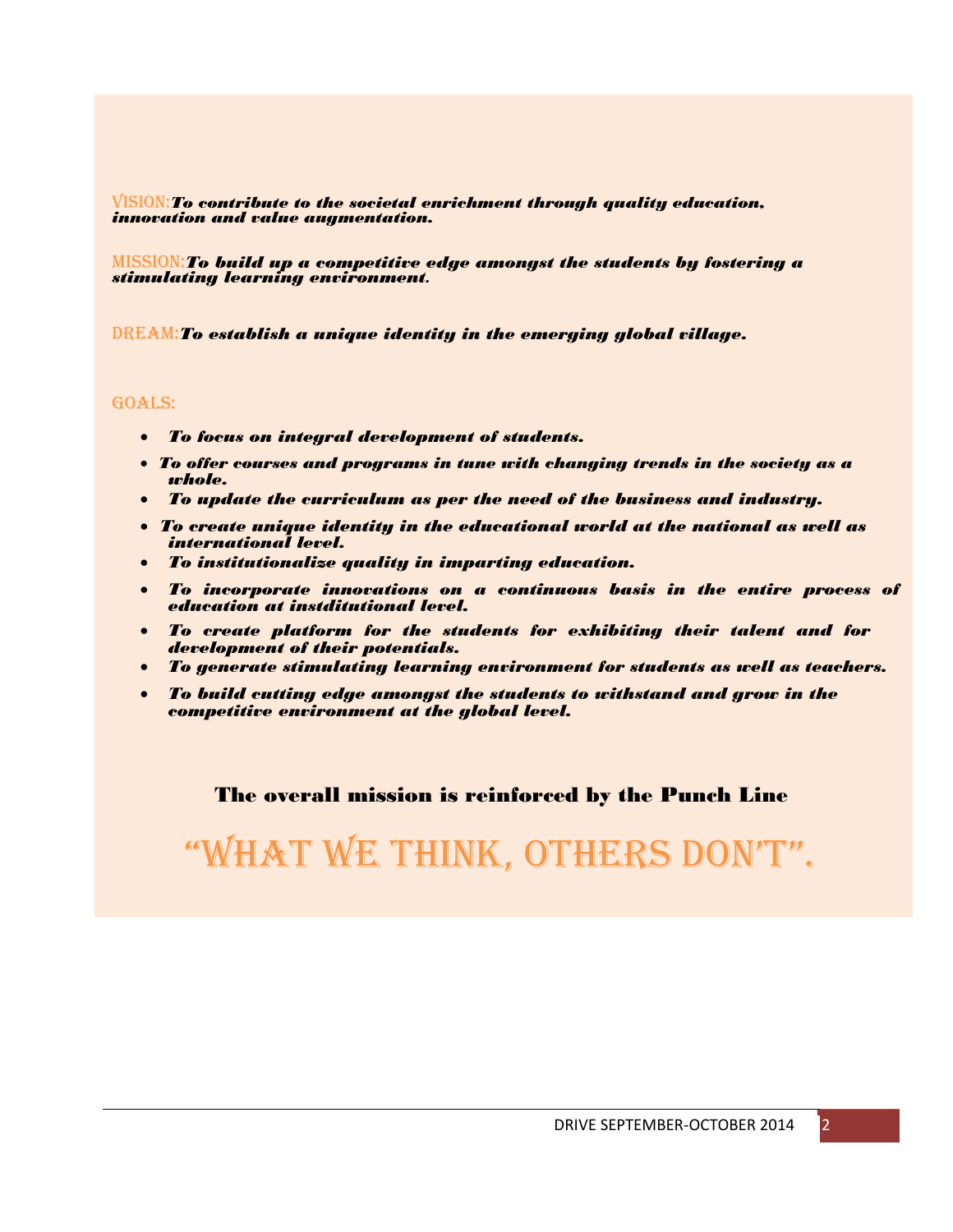**VISION:** ***To contribute to the societal enrichment through quality education, innovation and value augmentation.***

**MISSION:** ***To build up a competitive edge amongst the students by fostering a stimulating learning environment.***

**DREAM:** ***To establish a unique identity in the emerging global village.***

**GOALS:**

- ***To focus on integral development of students.***
- ***To offer courses and programs in tune with changing trends in the society as a whole.***
- ***To update the curriculum as per the need of the business and industry.***
- ***To create unique identity in the educational world at the national as well as international level.***
- ***To institutionalize quality in imparting education.***
- ***To incorporate innovations on a continuous basis in the entire process of education at instditutional level.***
- ***To create platform for the students for exhibiting their talent and for development of their potentials.***
- ***To generate stimulating learning environment for students as well as teachers.***
- ***To build cutting edge amongst the students to withstand and grow in the competitive environment at the global level.***

**The overall mission is reinforced by the Punch Line**

# "WHAT WE THINK, OTHERS DON'T".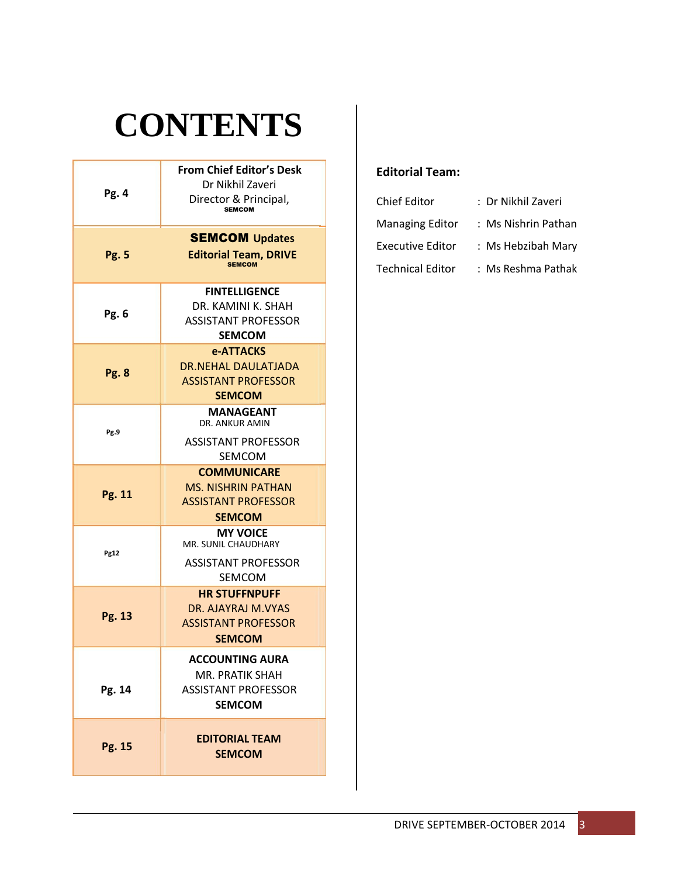# CONTENTS

| Page | Content |
|---|---|
| Pg. 4 | **From Chief Editor's Desk** Dr Nikhil Zaveri Director & Principal, SEMCOM |
| Pg. 5 | **SEMCOM Updates** **Editorial Team, DRIVE** SEMCOM |
| Pg. 6 | **FINTELLIGENCE** DR. KAMINI K. SHAH ASSISTANT PROFESSOR **SEMCOM** |
| Pg. 8 | **e-ATTACKS** DR.NEHAL DAULATJADA ASSISTANT PROFESSOR **SEMCOM** |
| Pg.9 | **MANAGEANT** DR. ANKUR AMIN ASSISTANT PROFESSOR SEMCOM |
| Pg. 11 | **COMMUNICARE** MS. NISHRIN PATHAN ASSISTANT PROFESSOR **SEMCOM** |
| Pg12 | **MY VOICE** MR. SUNIL CHAUDHARY ASSISTANT PROFESSOR SEMCOM |
| Pg. 13 | **HR STUFFNPUFF** DR. AJAYRAJ M.VYAS ASSISTANT PROFESSOR **SEMCOM** |
| Pg. 14 | **ACCOUNTING AURA** MR. PRATIK SHAH ASSISTANT PROFESSOR **SEMCOM** |
| Pg. 15 | **EDITORIAL TEAM** **SEMCOM** |

**Editorial Team:**

| | |
|---|---|
| Chief Editor | : Dr Nikhil Zaveri |
| Managing Editor | : Ms Nishrin Pathan |
| Executive Editor | : Ms Hebzibah Mary |
| Technical Editor | : Ms Reshma Pathak |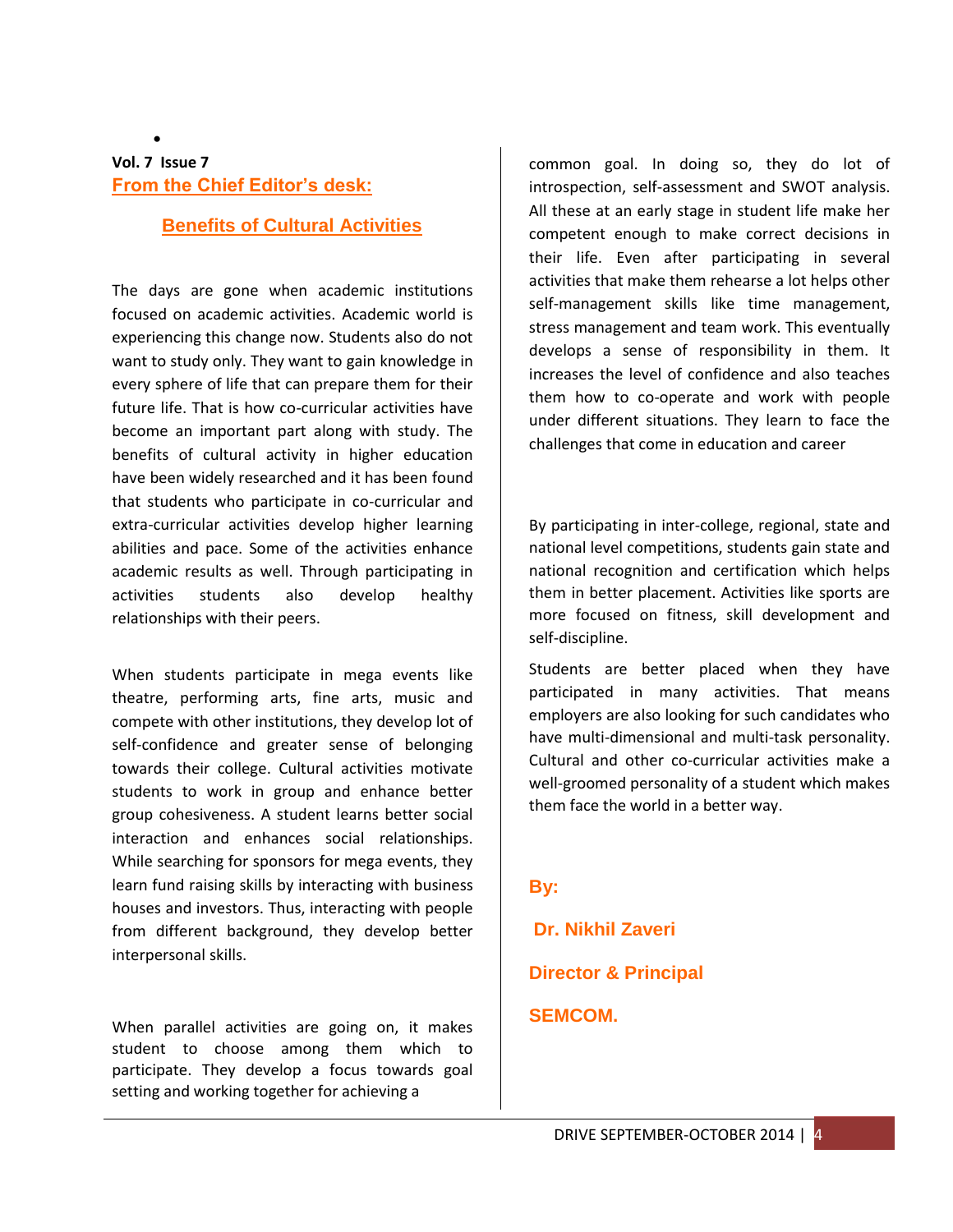**Vol. 7 Issue 7**

## From the Chief Editor's desk:

### Benefits of Cultural Activities

The days are gone when academic institutions focused on academic activities. Academic world is experiencing this change now. Students also do not want to study only. They want to gain knowledge in every sphere of life that can prepare them for their future life. That is how co-curricular activities have become an important part along with study. The benefits of cultural activity in higher education have been widely researched and it has been found that students who participate in co-curricular and extra-curricular activities develop higher learning abilities and pace. Some of the activities enhance academic results as well. Through participating in activities students also develop healthy relationships with their peers.

When students participate in mega events like theatre, performing arts, fine arts, music and compete with other institutions, they develop lot of self-confidence and greater sense of belonging towards their college. Cultural activities motivate students to work in group and enhance better group cohesiveness. A student learns better social interaction and enhances social relationships. While searching for sponsors for mega events, they learn fund raising skills by interacting with business houses and investors. Thus, interacting with people from different background, they develop better interpersonal skills.

When parallel activities are going on, it makes student to choose among them which to participate. They develop a focus towards goal setting and working together for achieving a common goal. In doing so, they do lot of introspection, self-assessment and SWOT analysis. All these at an early stage in student life make her competent enough to make correct decisions in their life. Even after participating in several activities that make them rehearse a lot helps other self-management skills like time management, stress management and team work. This eventually develops a sense of responsibility in them. It increases the level of confidence and also teaches them how to co-operate and work with people under different situations. They learn to face the challenges that come in education and career

By participating in inter-college, regional, state and national level competitions, students gain state and national recognition and certification which helps them in better placement. Activities like sports are more focused on fitness, skill development and self-discipline.

Students are better placed when they have participated in many activities. That means employers are also looking for such candidates who have multi-dimensional and multi-task personality. Cultural and other co-curricular activities make a well-groomed personality of a student which makes them face the world in a better way.

**By:**

**Dr. Nikhil Zaveri**

**Director & Principal**

**SEMCOM.**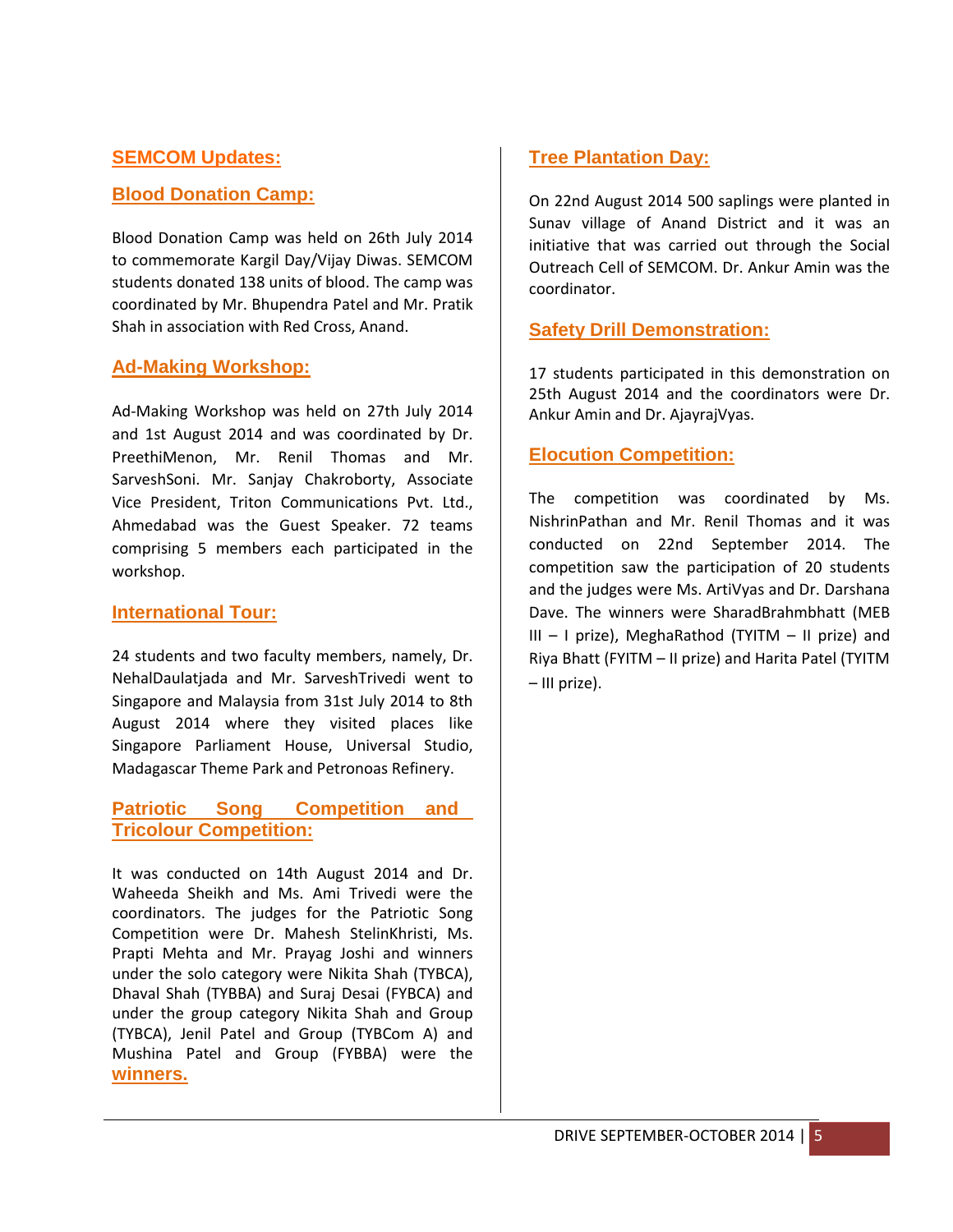## SEMCOM Updates:

### Blood Donation Camp:

Blood Donation Camp was held on 26th July 2014 to commemorate Kargil Day/Vijay Diwas. SEMCOM students donated 138 units of blood. The camp was coordinated by Mr. Bhupendra Patel and Mr. Pratik Shah in association with Red Cross, Anand.

### Ad-Making Workshop:

Ad-Making Workshop was held on 27th July 2014 and 1st August 2014 and was coordinated by Dr. PreethiMenon, Mr. Renil Thomas and Mr. SarveshSoni. Mr. Sanjay Chakroborty, Associate Vice President, Triton Communications Pvt. Ltd., Ahmedabad was the Guest Speaker. 72 teams comprising 5 members each participated in the workshop.

### International Tour:

24 students and two faculty members, namely, Dr. NehalDaulatjada and Mr. SarveshTrivedi went to Singapore and Malaysia from 31st July 2014 to 8th August 2014 where they visited places like Singapore Parliament House, Universal Studio, Madagascar Theme Park and Petronoas Refinery.

### Patriotic Song Competition and Tricolour Competition:

It was conducted on 14th August 2014 and Dr. Waheeda Sheikh and Ms. Ami Trivedi were the coordinators. The judges for the Patriotic Song Competition were Dr. Mahesh StelinKhristi, Ms. Prapti Mehta and Mr. Prayag Joshi and winners under the solo category were Nikita Shah (TYBCA), Dhaval Shah (TYBBA) and Suraj Desai (FYBCA) and under the group category Nikita Shah and Group (TYBCA), Jenil Patel and Group (TYBCom A) and Mushina Patel and Group (FYBBA) were the winners.

### Tree Plantation Day:

On 22nd August 2014 500 saplings were planted in Sunav village of Anand District and it was an initiative that was carried out through the Social Outreach Cell of SEMCOM. Dr. Ankur Amin was the coordinator.

### Safety Drill Demonstration:

17 students participated in this demonstration on 25th August 2014 and the coordinators were Dr. Ankur Amin and Dr. AjayrajVyas.

### Elocution Competition:

The competition was coordinated by Ms. NishrinPathan and Mr. Renil Thomas and it was conducted on 22nd September 2014. The competition saw the participation of 20 students and the judges were Ms. ArtiVyas and Dr. Darshana Dave. The winners were SharadBrahmbhatt (MEB III – I prize), MeghaRathod (TYITM – II prize) and Riya Bhatt (FYITM – II prize) and Harita Patel (TYITM – III prize).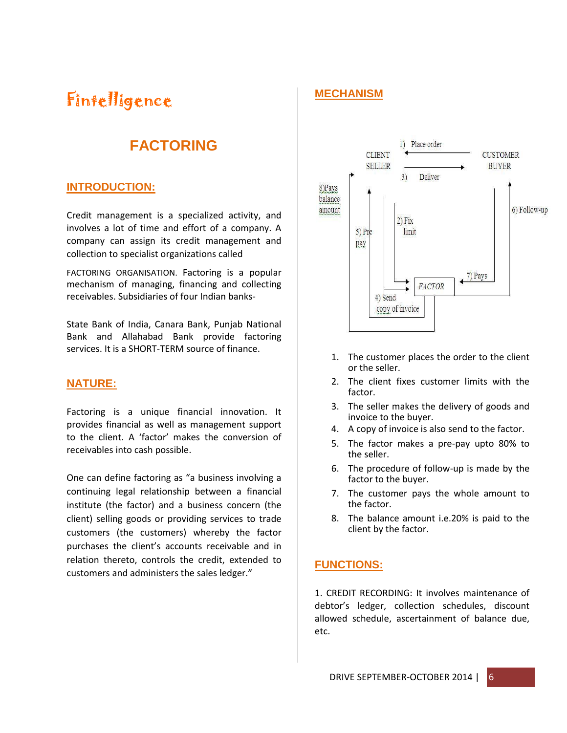# Fintelligence

## FACTORING

### INTRODUCTION:

Credit management is a specialized activity, and involves a lot of time and effort of a company. A company can assign its credit management and collection to specialist organizations called

FACTORING ORGANISATION. Factoring is a popular mechanism of managing, financing and collecting receivables. Subsidiaries of four Indian banks-

State Bank of India, Canara Bank, Punjab National Bank and Allahabad Bank provide factoring services. It is a SHORT-TERM source of finance.

### NATURE:

Factoring is a unique financial innovation. It provides financial as well as management support to the client. A 'factor' makes the conversion of receivables into cash possible.

One can define factoring as "a business involving a continuing legal relationship between a financial institute (the factor) and a business concern (the client) selling goods or providing services to trade customers (the customers) whereby the factor purchases the client's accounts receivable and in relation thereto, controls the credit, extended to customers and administers the sales ledger."

### MECHANISM

CLIENT SELLER — 1) Place order — CUSTOMER BUYER

3) Deliver

2) Fix limit

4) Send copy of invoice

5) Pre pay

6) Follow-up

7) Pays

8) Pays balance amount

FACTOR

1. The customer places the order to the client or the seller.
2. The client fixes customer limits with the factor.
3. The seller makes the delivery of goods and invoice to the buyer.
4. A copy of invoice is also send to the factor.
5. The factor makes a pre-pay upto 80% to the seller.
6. The procedure of follow-up is made by the factor to the buyer.
7. The customer pays the whole amount to the factor.
8. The balance amount i.e.20% is paid to the client by the factor.

### FUNCTIONS:

1. CREDIT RECORDING: It involves maintenance of debtor's ledger, collection schedules, discount allowed schedule, ascertainment of balance due, etc.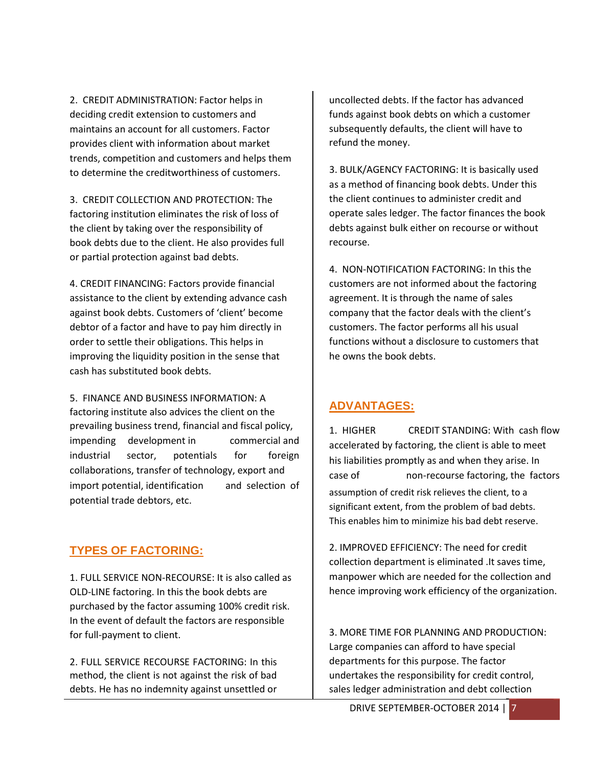2. CREDIT ADMINISTRATION: Factor helps in deciding credit extension to customers and maintains an account for all customers. Factor provides client with information about market trends, competition and customers and helps them to determine the creditworthiness of customers.

3. CREDIT COLLECTION AND PROTECTION: The factoring institution eliminates the risk of loss of the client by taking over the responsibility of book debts due to the client. He also provides full or partial protection against bad debts.

4. CREDIT FINANCING: Factors provide financial assistance to the client by extending advance cash against book debts. Customers of 'client' become debtor of a factor and have to pay him directly in order to settle their obligations. This helps in improving the liquidity position in the sense that cash has substituted book debts.

5. FINANCE AND BUSINESS INFORMATION: A factoring institute also advices the client on the prevailing business trend, financial and fiscal policy, impending development in commercial and industrial sector, potentials for foreign collaborations, transfer of technology, export and import potential, identification and selection of potential trade debtors, etc.

## TYPES OF FACTORING:

1. FULL SERVICE NON-RECOURSE: It is also called as OLD-LINE factoring. In this the book debts are purchased by the factor assuming 100% credit risk. In the event of default the factors are responsible for full-payment to client.

2. FULL SERVICE RECOURSE FACTORING: In this method, the client is not against the risk of bad debts. He has no indemnity against unsettled or uncollected debts. If the factor has advanced funds against book debts on which a customer subsequently defaults, the client will have to refund the money.

3. BULK/AGENCY FACTORING: It is basically used as a method of financing book debts. Under this the client continues to administer credit and operate sales ledger. The factor finances the book debts against bulk either on recourse or without recourse.

4. NON-NOTIFICATION FACTORING: In this the customers are not informed about the factoring agreement. It is through the name of sales company that the factor deals with the client's customers. The factor performs all his usual functions without a disclosure to customers that he owns the book debts.

## ADVANTAGES:

1. HIGHER CREDIT STANDING: With cash flow accelerated by factoring, the client is able to meet his liabilities promptly as and when they arise. In case of non-recourse factoring, the factors assumption of credit risk relieves the client, to a significant extent, from the problem of bad debts. This enables him to minimize his bad debt reserve.

2. IMPROVED EFFICIENCY: The need for credit collection department is eliminated .It saves time, manpower which are needed for the collection and hence improving work efficiency of the organization.

3. MORE TIME FOR PLANNING AND PRODUCTION: Large companies can afford to have special departments for this purpose. The factor undertakes the responsibility for credit control, sales ledger administration and debt collection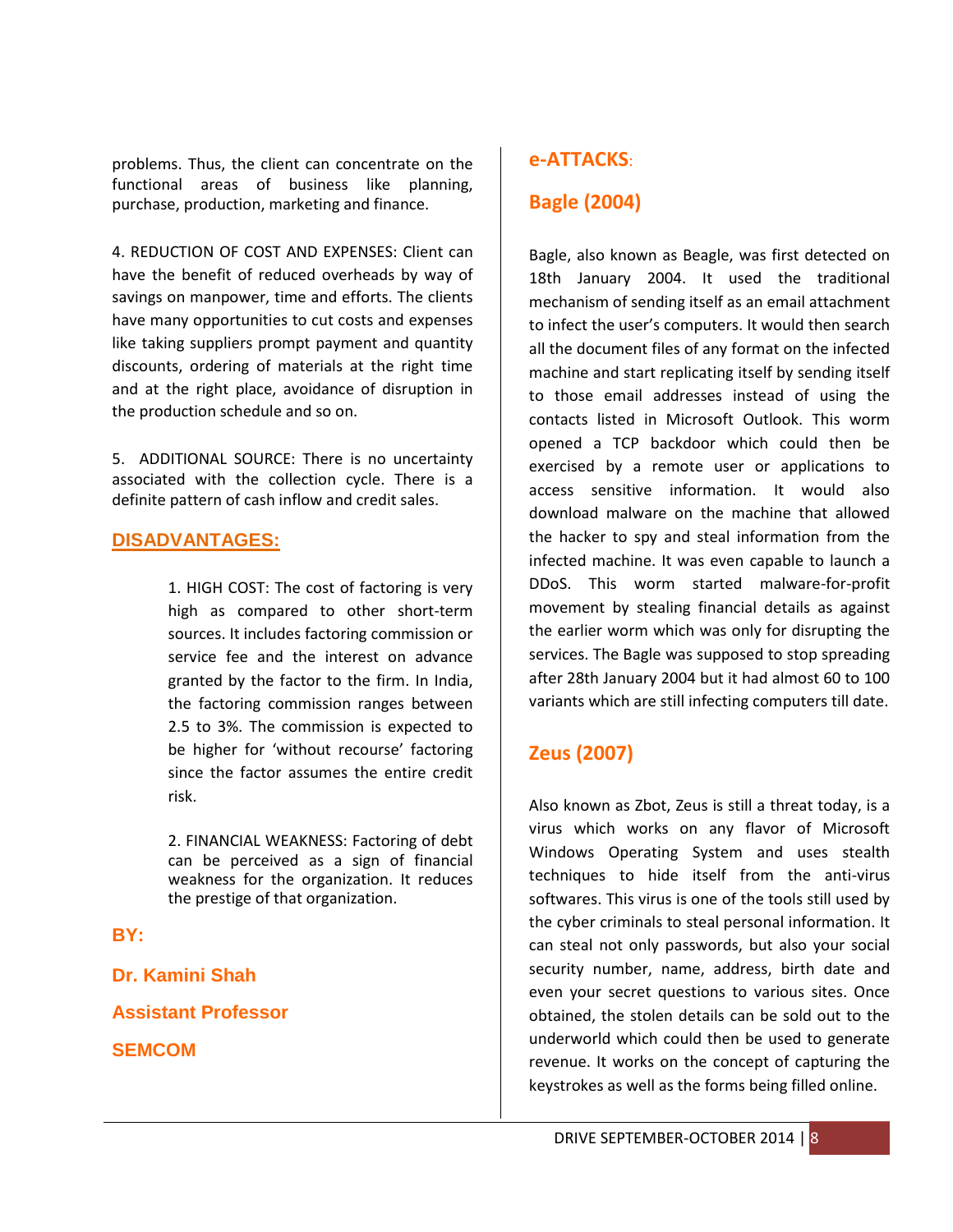problems. Thus, the client can concentrate on the functional areas of business like planning, purchase, production, marketing and finance.

4. REDUCTION OF COST AND EXPENSES: Client can have the benefit of reduced overheads by way of savings on manpower, time and efforts. The clients have many opportunities to cut costs and expenses like taking suppliers prompt payment and quantity discounts, ordering of materials at the right time and at the right place, avoidance of disruption in the production schedule and so on.

5. ADDITIONAL SOURCE: There is no uncertainty associated with the collection cycle. There is a definite pattern of cash inflow and credit sales.

## DISADVANTAGES:

1. HIGH COST: The cost of factoring is very high as compared to other short-term sources. It includes factoring commission or service fee and the interest on advance granted by the factor to the firm. In India, the factoring commission ranges between 2.5 to 3%. The commission is expected to be higher for 'without recourse' factoring since the factor assumes the entire credit risk.

2. FINANCIAL WEAKNESS: Factoring of debt can be perceived as a sign of financial weakness for the organization. It reduces the prestige of that organization.

**BY:**

**Dr. Kamini Shah**

**Assistant Professor**

**SEMCOM**

## e-ATTACKS:

### Bagle (2004)

Bagle, also known as Beagle, was first detected on 18th January 2004. It used the traditional mechanism of sending itself as an email attachment to infect the user's computers. It would then search all the document files of any format on the infected machine and start replicating itself by sending itself to those email addresses instead of using the contacts listed in Microsoft Outlook. This worm opened a TCP backdoor which could then be exercised by a remote user or applications to access sensitive information. It would also download malware on the machine that allowed the hacker to spy and steal information from the infected machine. It was even capable to launch a DDoS. This worm started malware-for-profit movement by stealing financial details as against the earlier worm which was only for disrupting the services. The Bagle was supposed to stop spreading after 28th January 2004 but it had almost 60 to 100 variants which are still infecting computers till date.

### Zeus (2007)

Also known as Zbot, Zeus is still a threat today, is a virus which works on any flavor of Microsoft Windows Operating System and uses stealth techniques to hide itself from the anti-virus softwares. This virus is one of the tools still used by the cyber criminals to steal personal information. It can steal not only passwords, but also your social security number, name, address, birth date and even your secret questions to various sites. Once obtained, the stolen details can be sold out to the underworld which could then be used to generate revenue. It works on the concept of capturing the keystrokes as well as the forms being filled online.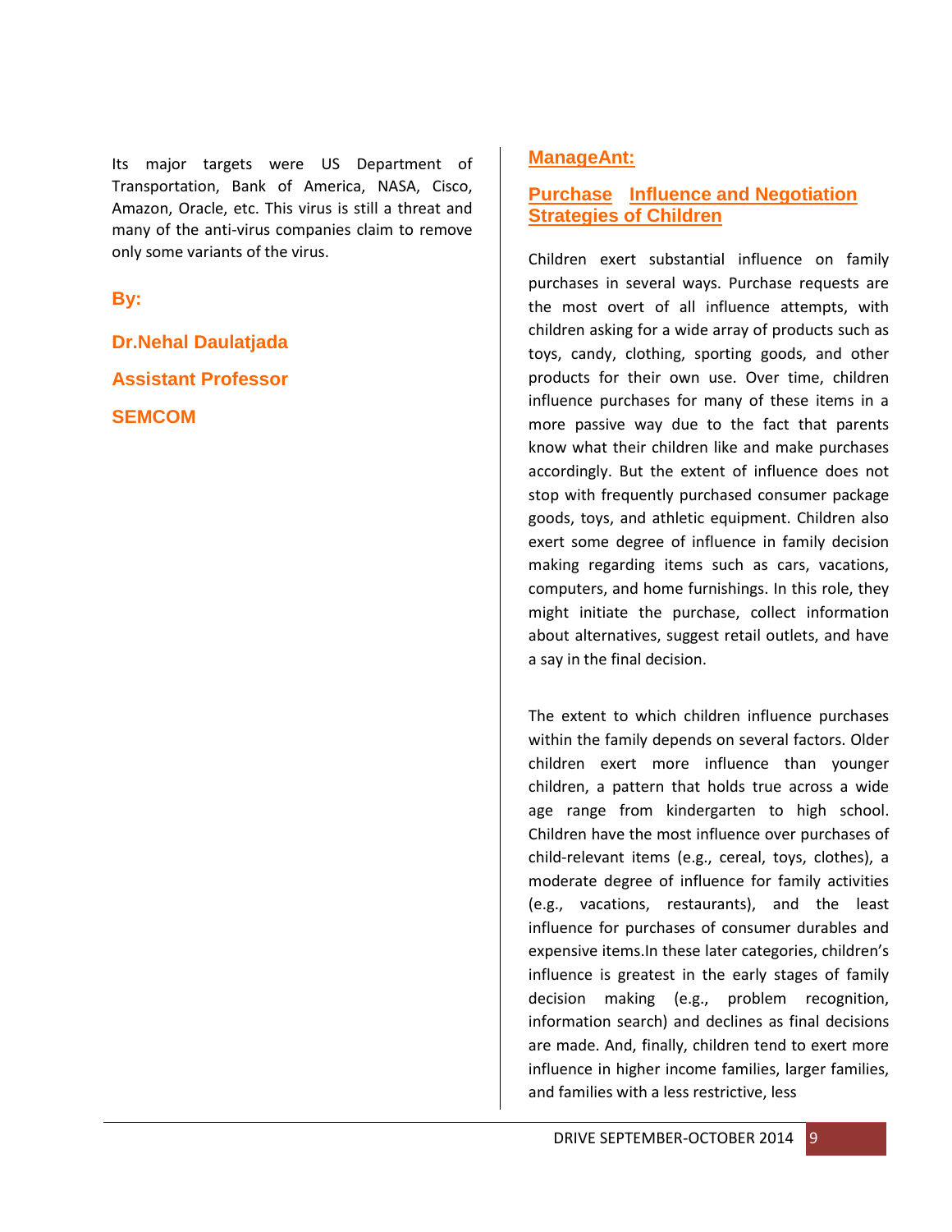Its major targets were US Department of Transportation, Bank of America, NASA, Cisco, Amazon, Oracle, etc. This virus is still a threat and many of the anti-virus companies claim to remove only some variants of the virus.

**By:**

**Dr.Nehal Daulatjada**

**Assistant Professor**

**SEMCOM**

## ManageAnt:

## Purchase Influence and Negotiation Strategies of Children

Children exert substantial influence on family purchases in several ways. Purchase requests are the most overt of all influence attempts, with children asking for a wide array of products such as toys, candy, clothing, sporting goods, and other products for their own use. Over time, children influence purchases for many of these items in a more passive way due to the fact that parents know what their children like and make purchases accordingly. But the extent of influence does not stop with frequently purchased consumer package goods, toys, and athletic equipment. Children also exert some degree of influence in family decision making regarding items such as cars, vacations, computers, and home furnishings. In this role, they might initiate the purchase, collect information about alternatives, suggest retail outlets, and have a say in the final decision.

The extent to which children influence purchases within the family depends on several factors. Older children exert more influence than younger children, a pattern that holds true across a wide age range from kindergarten to high school. Children have the most influence over purchases of child-relevant items (e.g., cereal, toys, clothes), a moderate degree of influence for family activities (e.g., vacations, restaurants), and the least influence for purchases of consumer durables and expensive items.In these later categories, children's influence is greatest in the early stages of family decision making (e.g., problem recognition, information search) and declines as final decisions are made. And, finally, children tend to exert more influence in higher income families, larger families, and families with a less restrictive, less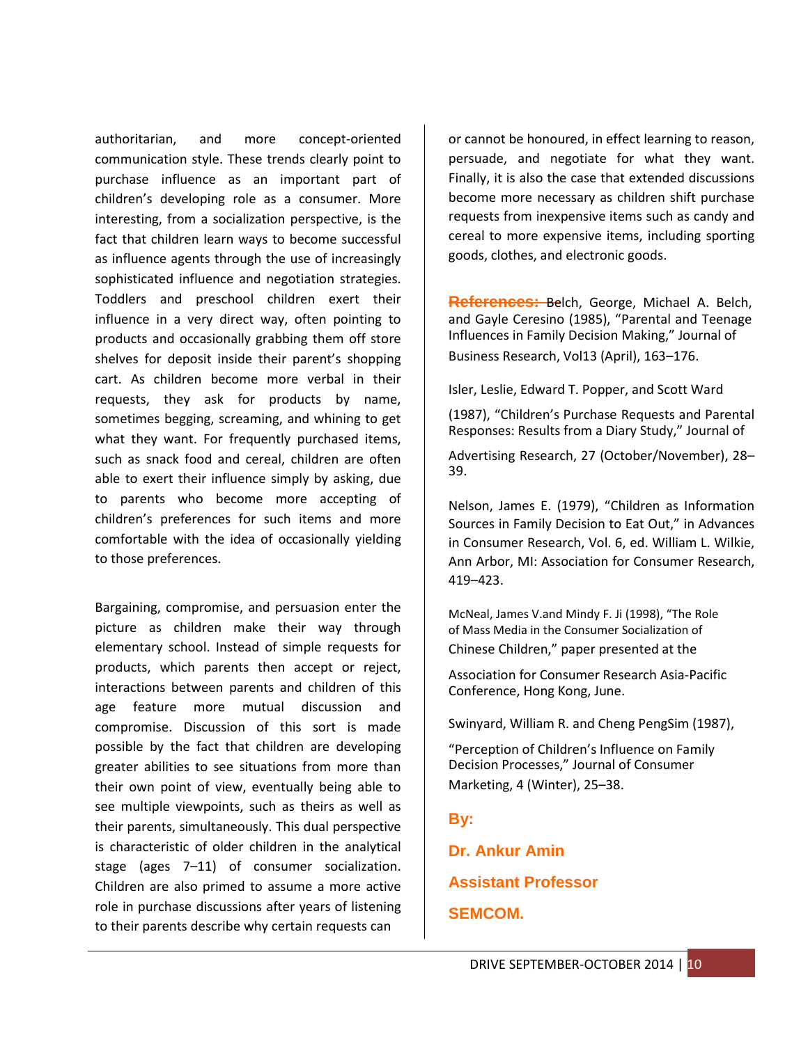authoritarian, and more concept-oriented communication style. These trends clearly point to purchase influence as an important part of children's developing role as a consumer. More interesting, from a socialization perspective, is the fact that children learn ways to become successful as influence agents through the use of increasingly sophisticated influence and negotiation strategies. Toddlers and preschool children exert their influence in a very direct way, often pointing to products and occasionally grabbing them off store shelves for deposit inside their parent's shopping cart. As children become more verbal in their requests, they ask for products by name, sometimes begging, screaming, and whining to get what they want. For frequently purchased items, such as snack food and cereal, children are often able to exert their influence simply by asking, due to parents who become more accepting of children's preferences for such items and more comfortable with the idea of occasionally yielding to those preferences.

Bargaining, compromise, and persuasion enter the picture as children make their way through elementary school. Instead of simple requests for products, which parents then accept or reject, interactions between parents and children of this age feature more mutual discussion and compromise. Discussion of this sort is made possible by the fact that children are developing greater abilities to see situations from more than their own point of view, eventually being able to see multiple viewpoints, such as theirs as well as their parents, simultaneously. This dual perspective is characteristic of older children in the analytical stage (ages 7–11) of consumer socialization. Children are also primed to assume a more active role in purchase discussions after years of listening to their parents describe why certain requests can or cannot be honoured, in effect learning to reason, persuade, and negotiate for what they want. Finally, it is also the case that extended discussions become more necessary as children shift purchase requests from inexpensive items such as candy and cereal to more expensive items, including sporting goods, clothes, and electronic goods.

**References:** Belch, George, Michael A. Belch, and Gayle Ceresino (1985), "Parental and Teenage Influences in Family Decision Making," Journal of Business Research, Vol13 (April), 163–176.

Isler, Leslie, Edward T. Popper, and Scott Ward (1987), "Children's Purchase Requests and Parental Responses: Results from a Diary Study," Journal of Advertising Research, 27 (October/November), 28–39.

Nelson, James E. (1979), "Children as Information Sources in Family Decision to Eat Out," in Advances in Consumer Research, Vol. 6, ed. William L. Wilkie, Ann Arbor, MI: Association for Consumer Research, 419–423.

McNeal, James V.and Mindy F. Ji (1998), "The Role of Mass Media in the Consumer Socialization of Chinese Children," paper presented at the Association for Consumer Research Asia-Pacific Conference, Hong Kong, June.

Swinyard, William R. and Cheng PengSim (1987), "Perception of Children's Influence on Family Decision Processes," Journal of Consumer Marketing, 4 (Winter), 25–38.

**By:**

**Dr. Ankur Amin**

**Assistant Professor**

**SEMCOM.**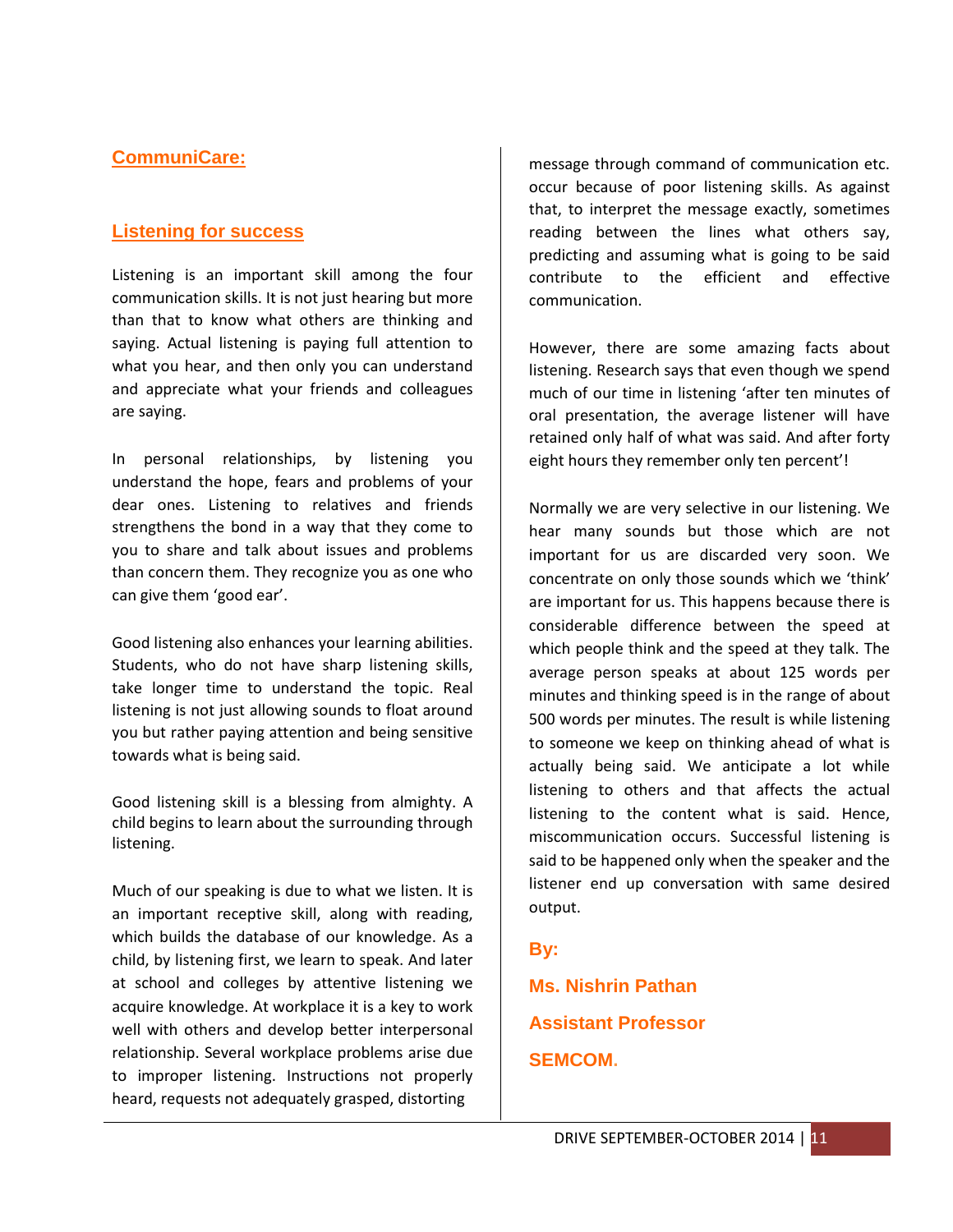## CommuniCare:

## Listening for success

Listening is an important skill among the four communication skills. It is not just hearing but more than that to know what others are thinking and saying. Actual listening is paying full attention to what you hear, and then only you can understand and appreciate what your friends and colleagues are saying.

In personal relationships, by listening you understand the hope, fears and problems of your dear ones. Listening to relatives and friends strengthens the bond in a way that they come to you to share and talk about issues and problems than concern them. They recognize you as one who can give them 'good ear'.

Good listening also enhances your learning abilities. Students, who do not have sharp listening skills, take longer time to understand the topic. Real listening is not just allowing sounds to float around you but rather paying attention and being sensitive towards what is being said.

Good listening skill is a blessing from almighty. A child begins to learn about the surrounding through listening.

Much of our speaking is due to what we listen. It is an important receptive skill, along with reading, which builds the database of our knowledge. As a child, by listening first, we learn to speak. And later at school and colleges by attentive listening we acquire knowledge. At workplace it is a key to work well with others and develop better interpersonal relationship. Several workplace problems arise due to improper listening. Instructions not properly heard, requests not adequately grasped, distorting message through command of communication etc. occur because of poor listening skills. As against that, to interpret the message exactly, sometimes reading between the lines what others say, predicting and assuming what is going to be said contribute to the efficient and effective communication.

However, there are some amazing facts about listening. Research says that even though we spend much of our time in listening 'after ten minutes of oral presentation, the average listener will have retained only half of what was said. And after forty eight hours they remember only ten percent'!

Normally we are very selective in our listening. We hear many sounds but those which are not important for us are discarded very soon. We concentrate on only those sounds which we 'think' are important for us. This happens because there is considerable difference between the speed at which people think and the speed at they talk. The average person speaks at about 125 words per minutes and thinking speed is in the range of about 500 words per minutes. The result is while listening to someone we keep on thinking ahead of what is actually being said. We anticipate a lot while listening to others and that affects the actual listening to the content what is said. Hence, miscommunication occurs. Successful listening is said to be happened only when the speaker and the listener end up conversation with same desired output.

**By:**

**Ms. Nishrin Pathan**

**Assistant Professor**

**SEMCOM.**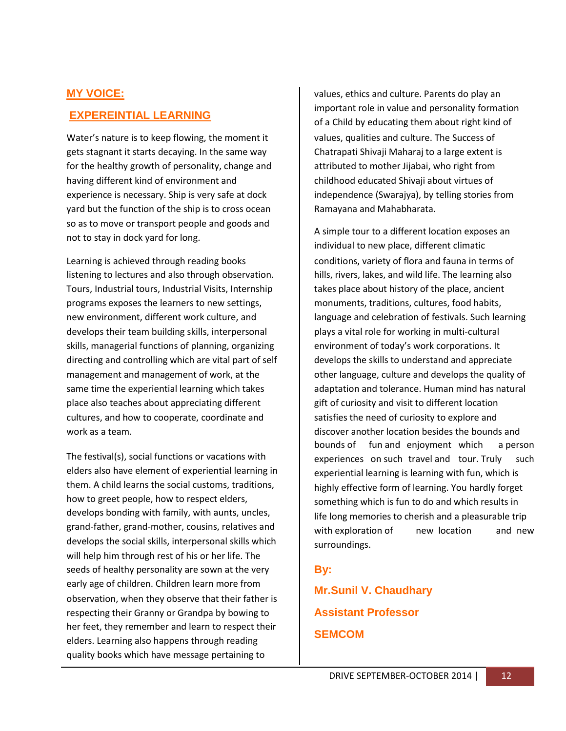## MY VOICE:

## EXPEREINTIAL LEARNING

Water's nature is to keep flowing, the moment it gets stagnant it starts decaying. In the same way for the healthy growth of personality, change and having different kind of environment and experience is necessary. Ship is very safe at dock yard but the function of the ship is to cross ocean so as to move or transport people and goods and not to stay in dock yard for long.

Learning is achieved through reading books listening to lectures and also through observation. Tours, Industrial tours, Industrial Visits, Internship programs exposes the learners to new settings, new environment, different work culture, and develops their team building skills, interpersonal skills, managerial functions of planning, organizing directing and controlling which are vital part of self management and management of work, at the same time the experiential learning which takes place also teaches about appreciating different cultures, and how to cooperate, coordinate and work as a team.

The festival(s), social functions or vacations with elders also have element of experiential learning in them. A child learns the social customs, traditions, how to greet people, how to respect elders, develops bonding with family, with aunts, uncles, grand-father, grand-mother, cousins, relatives and develops the social skills, interpersonal skills which will help him through rest of his or her life. The seeds of healthy personality are sown at the very early age of children. Children learn more from observation, when they observe that their father is respecting their Granny or Grandpa by bowing to her feet, they remember and learn to respect their elders. Learning also happens through reading quality books which have message pertaining to values, ethics and culture. Parents do play an important role in value and personality formation of a Child by educating them about right kind of values, qualities and culture. The Success of Chatrapati Shivaji Maharaj to a large extent is attributed to mother Jijabai, who right from childhood educated Shivaji about virtues of independence (Swarajya), by telling stories from Ramayana and Mahabharata.

A simple tour to a different location exposes an individual to new place, different climatic conditions, variety of flora and fauna in terms of hills, rivers, lakes, and wild life. The learning also takes place about history of the place, ancient monuments, traditions, cultures, food habits, language and celebration of festivals. Such learning plays a vital role for working in multi-cultural environment of today's work corporations. It develops the skills to understand and appreciate other language, culture and develops the quality of adaptation and tolerance. Human mind has natural gift of curiosity and visit to different location satisfies the need of curiosity to explore and discover another location besides the bounds and bounds of fun and enjoyment which a person experiences on such travel and tour. Truly such experiential learning is learning with fun, which is highly effective form of learning. You hardly forget something which is fun to do and which results in life long memories to cherish and a pleasurable trip with exploration of new location and new surroundings.

**By:**

**Mr.Sunil V. Chaudhary**

**Assistant Professor**

**SEMCOM**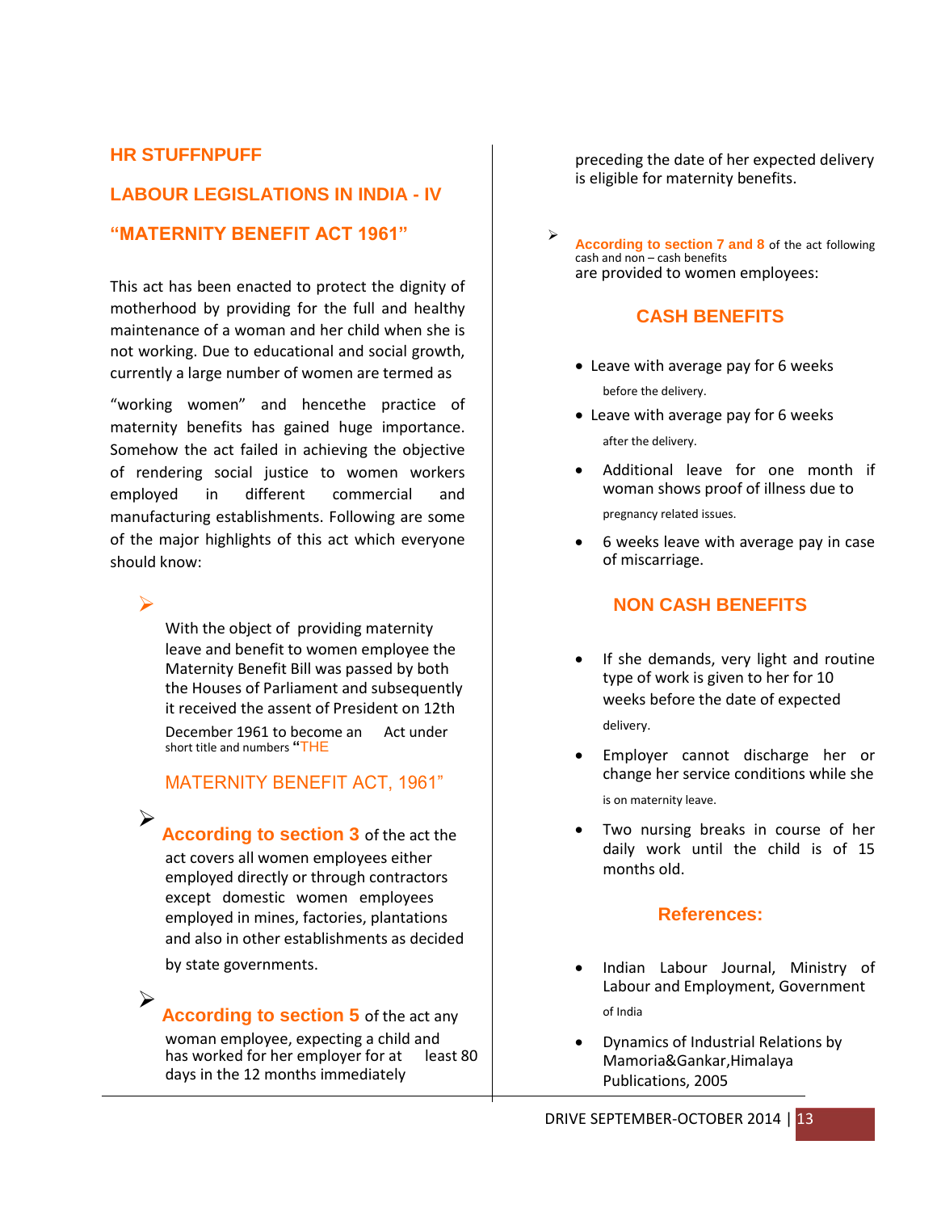## HR STUFFNPUFF

## LABOUR LEGISLATIONS IN INDIA - IV

## "MATERNITY BENEFIT ACT 1961"

This act has been enacted to protect the dignity of motherhood by providing for the full and healthy maintenance of a woman and her child when she is not working. Due to educational and social growth, currently a large number of women are termed as "working women" and hencethe practice of maternity benefits has gained huge importance. Somehow the act failed in achieving the objective of rendering social justice to women workers employed in different commercial and manufacturing establishments. Following are some of the major highlights of this act which everyone should know:

- With the object of providing maternity leave and benefit to women employee the Maternity Benefit Bill was passed by both the Houses of Parliament and subsequently it received the assent of President on 12th December 1961 to become an Act under short title and numbers **"THE MATERNITY BENEFIT ACT, 1961"**

- **According to section 3** of the act the act covers all women employees either employed directly or through contractors except domestic women employees employed in mines, factories, plantations and also in other establishments as decided by state governments.

- **According to section 5** of the act any woman employee, expecting a child and has worked for her employer for at least 80 days in the 12 months immediately preceding the date of her expected delivery is eligible for maternity benefits.

- **According to section 7 and 8** of the act following cash and non – cash benefits are provided to women employees:

### CASH BENEFITS

- Leave with average pay for 6 weeks before the delivery.
- Leave with average pay for 6 weeks after the delivery.
- Additional leave for one month if woman shows proof of illness due to pregnancy related issues.
- 6 weeks leave with average pay in case of miscarriage.

### NON CASH BENEFITS

- If she demands, very light and routine type of work is given to her for 10 weeks before the date of expected delivery.
- Employer cannot discharge her or change her service conditions while she is on maternity leave.
- Two nursing breaks in course of her daily work until the child is of 15 months old.

### References:

- Indian Labour Journal, Ministry of Labour and Employment, Government of India
- Dynamics of Industrial Relations by Mamoria&Gankar,Himalaya Publications, 2005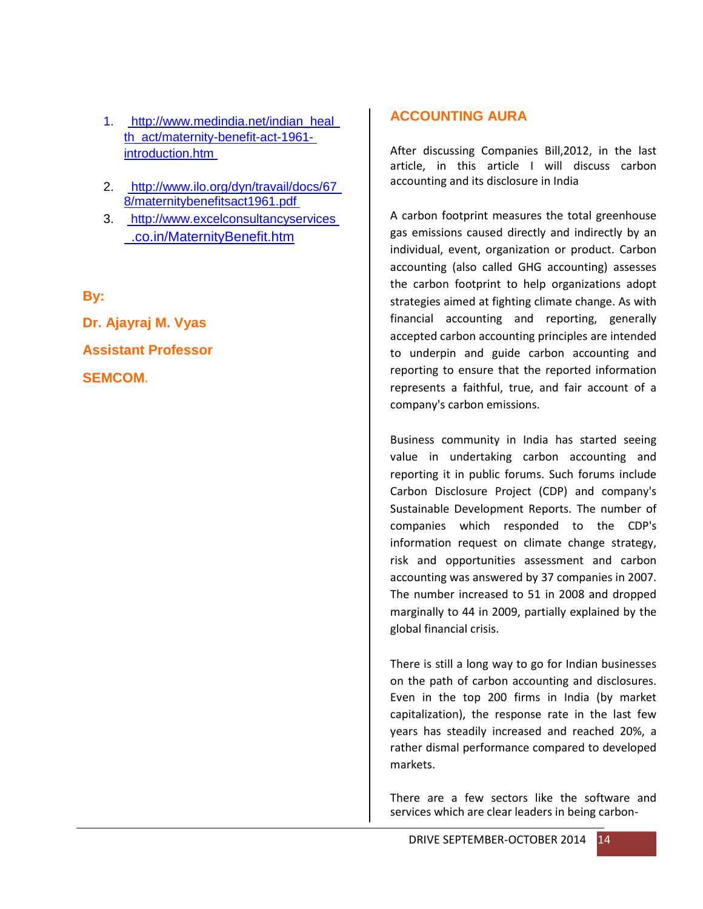1. http://www.medindia.net/indian_health_act/maternity-benefit-act-1961-introduction.htm
2. http://www.ilo.org/dyn/travail/docs/678/maternitybenefitsact1961.pdf
3. http://www.excelconsultancyservices.co.in/MaternityBenefit.htm

**By:**

**Dr. Ajayraj M. Vyas**

**Assistant Professor**

**SEMCOM.**

## ACCOUNTING AURA

After discussing Companies Bill,2012, in the last article, in this article I will discuss carbon accounting and its disclosure in India

A carbon footprint measures the total greenhouse gas emissions caused directly and indirectly by an individual, event, organization or product. Carbon accounting (also called GHG accounting) assesses the carbon footprint to help organizations adopt strategies aimed at fighting climate change. As with financial accounting and reporting, generally accepted carbon accounting principles are intended to underpin and guide carbon accounting and reporting to ensure that the reported information represents a faithful, true, and fair account of a company's carbon emissions.

Business community in India has started seeing value in undertaking carbon accounting and reporting it in public forums. Such forums include Carbon Disclosure Project (CDP) and company's Sustainable Development Reports. The number of companies which responded to the CDP's information request on climate change strategy, risk and opportunities assessment and carbon accounting was answered by 37 companies in 2007. The number increased to 51 in 2008 and dropped marginally to 44 in 2009, partially explained by the global financial crisis.

There is still a long way to go for Indian businesses on the path of carbon accounting and disclosures. Even in the top 200 firms in India (by market capitalization), the response rate in the last few years has steadily increased and reached 20%, a rather dismal performance compared to developed markets.

There are a few sectors like the software and services which are clear leaders in being carbon-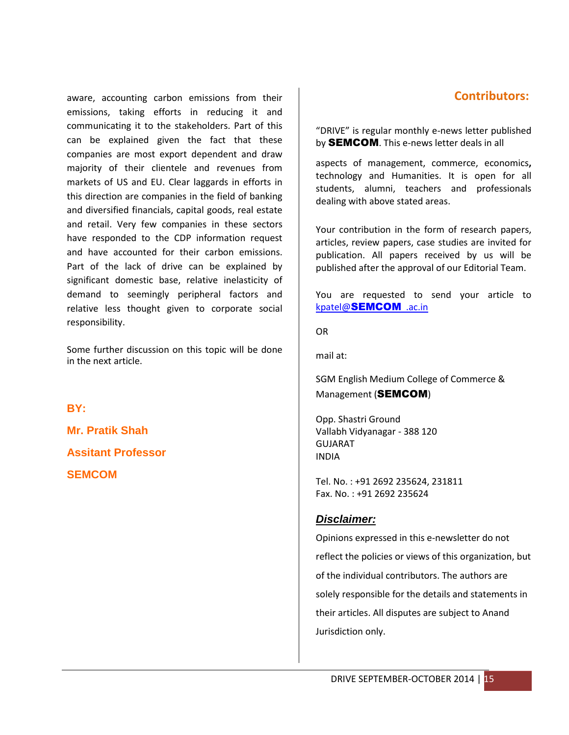aware, accounting carbon emissions from their emissions, taking efforts in reducing it and communicating it to the stakeholders. Part of this can be explained given the fact that these companies are most export dependent and draw majority of their clientele and revenues from markets of US and EU. Clear laggards in efforts in this direction are companies in the field of banking and diversified financials, capital goods, real estate and retail. Very few companies in these sectors have responded to the CDP information request and have accounted for their carbon emissions. Part of the lack of drive can be explained by significant domestic base, relative inelasticity of demand to seemingly peripheral factors and relative less thought given to corporate social responsibility.

Some further discussion on this topic will be done in the next article.

**BY:**

**Mr. Pratik Shah**

**Assitant Professor**

**SEMCOM**

## Contributors:

"DRIVE" is regular monthly e-news letter published by **SEMCOM**. This e-news letter deals in all

aspects of management, commerce, economics**,** technology and Humanities. It is open for all students, alumni, teachers and professionals dealing with above stated areas.

Your contribution in the form of research papers, articles, review papers, case studies are invited for publication. All papers received by us will be published after the approval of our Editorial Team.

You are requested to send your article to kpatel@**SEMCOM** .ac.in

OR

mail at:

SGM English Medium College of Commerce & Management (**SEMCOM**)

Opp. Shastri Ground
Vallabh Vidyanagar - 388 120
GUJARAT
INDIA

Tel. No. : +91 2692 235624, 231811
Fax. No. : +91 2692 235624

### ***Disclaimer:***

Opinions expressed in this e-newsletter do not reflect the policies or views of this organization, but of the individual contributors. The authors are solely responsible for the details and statements in their articles. All disputes are subject to Anand Jurisdiction only.